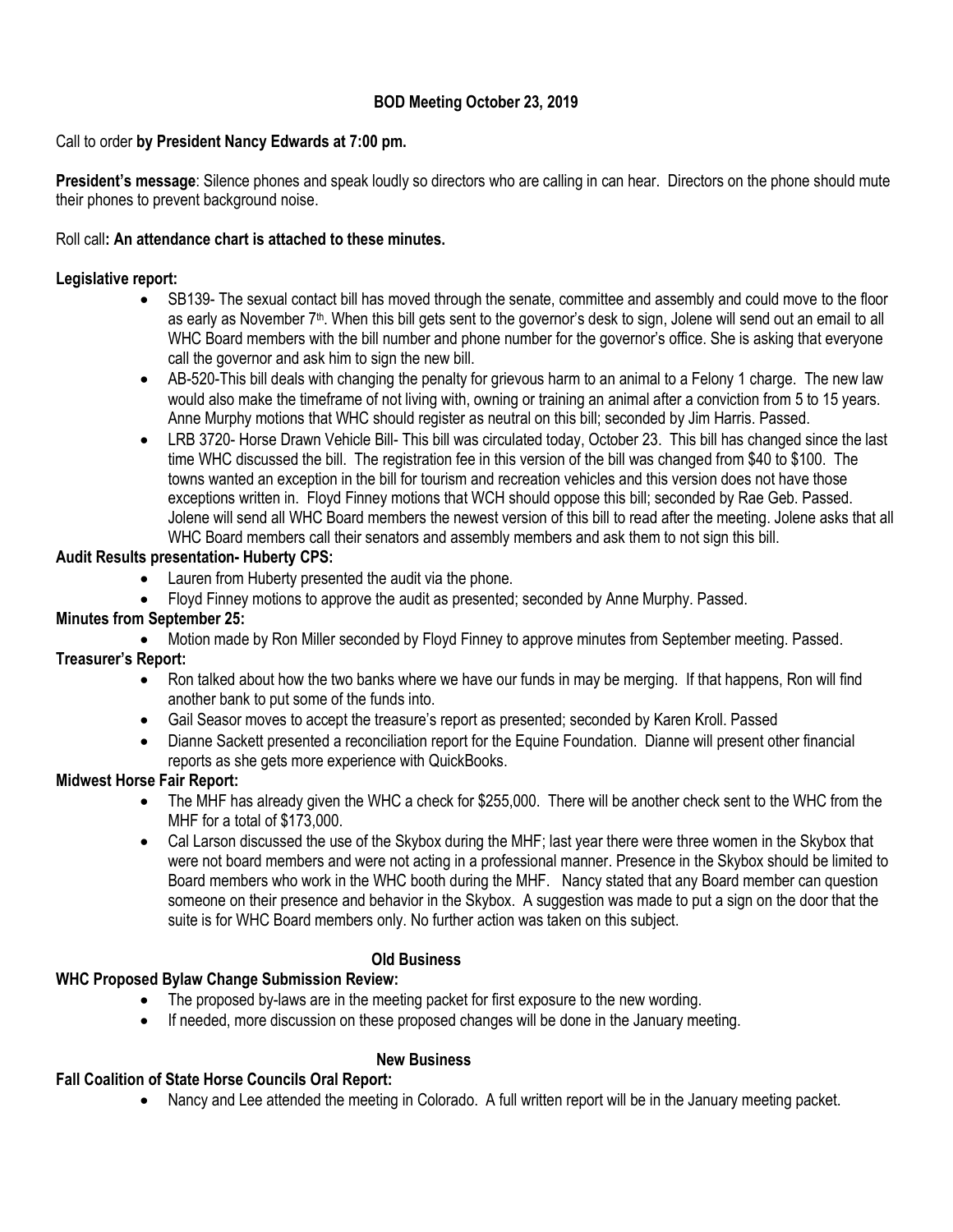**BOD Meeting October 23, 2019**

Call to order **by President Nancy Edwards at 7:00 pm.**

**President's message**: Silence phones and speak loudly so directors who are calling in can hear. Directors on the phone should mute their phones to prevent background noise.

Roll call**: An attendance chart is attached to these minutes.**

**Legislative report:**

- SB139- The sexual contact bill has moved through the senate, committee and assembly and could move to the floor as early as November 7th. When this bill gets sent to the governor's desk to sign, Jolene will send out an email to all WHC Board members with the bill number and phone number for the governor's office. She is asking that everyone call the governor and ask him to sign the new bill.
- AB-520-This bill deals with changing the penalty for grievous harm to an animal to a Felony 1 charge. The new law would also make the timeframe of not living with, owning or training an animal after a conviction from 5 to 15 years. Anne Murphy motions that WHC should register as neutral on this bill; seconded by Jim Harris. Passed.
- LRB 3720- Horse Drawn Vehicle Bill- This bill was circulated today, October 23. This bill has changed since the last time WHC discussed the bill. The registration fee in this version of the bill was changed from $40 to $100. The towns wanted an exception in the bill for tourism and recreation vehicles and this version does not have those exceptions written in. Floyd Finney motions that WCH should oppose this bill; seconded by Rae Geb. Passed. Jolene will send all WHC Board members the newest version of this bill to read after the meeting. Jolene asks that all WHC Board members call their senators and assembly members and ask them to not sign this bill.

**Audit Results presentation- Huberty CPS:**

- Lauren from Huberty presented the audit via the phone.
- Floyd Finney motions to approve the audit as presented; seconded by Anne Murphy. Passed.

**Minutes from September 25:**

- Motion made by Ron Miller seconded by Floyd Finney to approve minutes from September meeting. Passed.

**Treasurer's Report:**

- Ron talked about how the two banks where we have our funds in may be merging. If that happens, Ron will find another bank to put some of the funds into.
- Gail Seasor moves to accept the treasure's report as presented; seconded by Karen Kroll. Passed
- Dianne Sackett presented a reconciliation report for the Equine Foundation. Dianne will present other financial reports as she gets more experience with QuickBooks.

**Midwest Horse Fair Report:**

- The MHF has already given the WHC a check for $255,000. There will be another check sent to the WHC from the MHF for a total of $173,000.
- Cal Larson discussed the use of the Skybox during the MHF; last year there were three women in the Skybox that were not board members and were not acting in a professional manner. Presence in the Skybox should be limited to Board members who work in the WHC booth during the MHF. Nancy stated that any Board member can question someone on their presence and behavior in the Skybox. A suggestion was made to put a sign on the door that the suite is for WHC Board members only. No further action was taken on this subject.

**Old Business**

**WHC Proposed Bylaw Change Submission Review:**

- The proposed by-laws are in the meeting packet for first exposure to the new wording.
- If needed, more discussion on these proposed changes will be done in the January meeting.

**New Business**

**Fall Coalition of State Horse Councils Oral Report:**

- Nancy and Lee attended the meeting in Colorado. A full written report will be in the January meeting packet.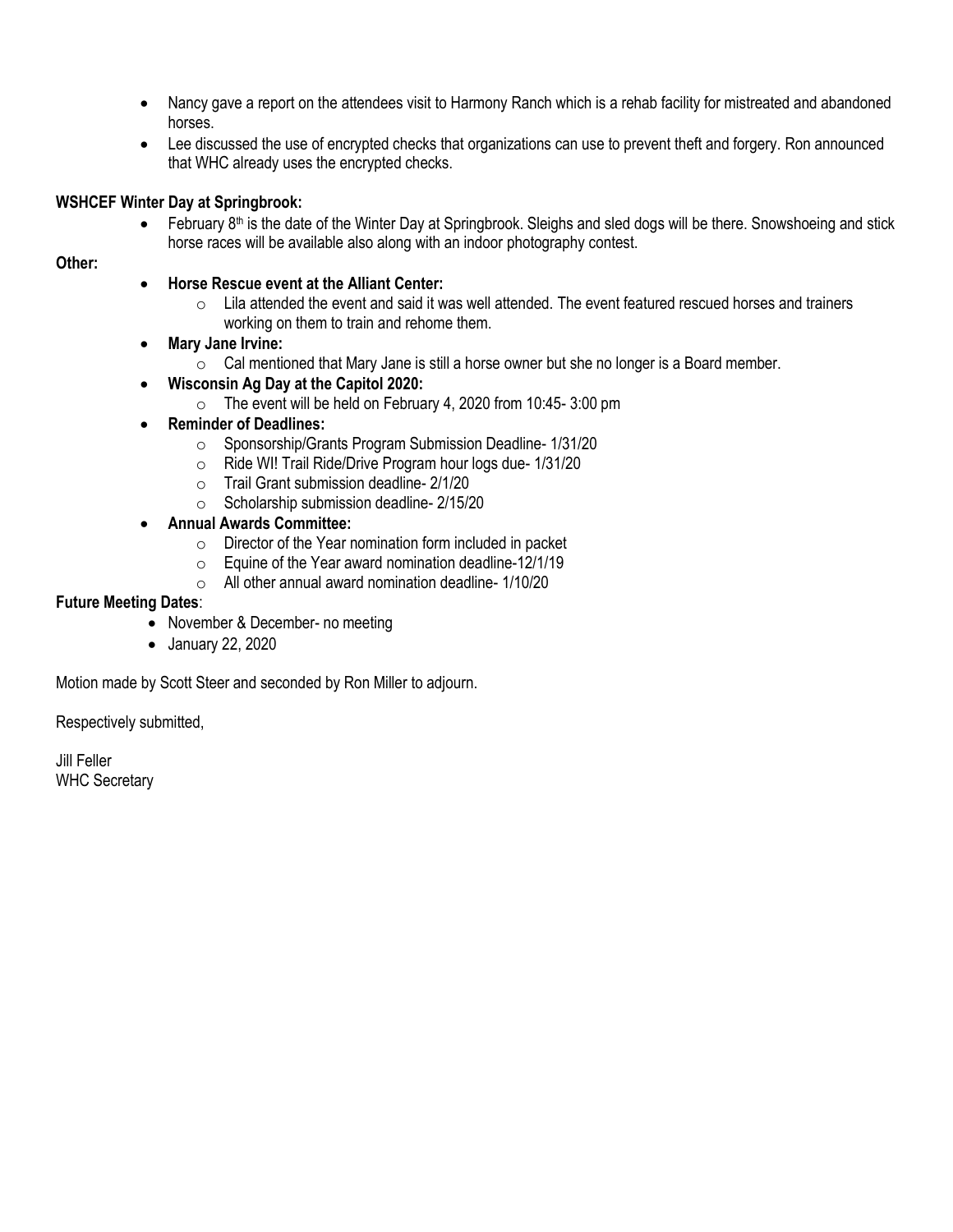- Nancy gave a report on the attendees visit to Harmony Ranch which is a rehab facility for mistreated and abandoned horses.
- Lee discussed the use of encrypted checks that organizations can use to prevent theft and forgery. Ron announced that WHC already uses the encrypted checks.

**WSHCEF Winter Day at Springbrook:**

- February 8th is the date of the Winter Day at Springbrook. Sleighs and sled dogs will be there. Snowshoeing and stick horse races will be available also along with an indoor photography contest.

**Other:**

- **Horse Rescue event at the Alliant Center:**
  - Lila attended the event and said it was well attended. The event featured rescued horses and trainers working on them to train and rehome them.
- **Mary Jane Irvine:**
  - Cal mentioned that Mary Jane is still a horse owner but she no longer is a Board member.
- **Wisconsin Ag Day at the Capitol 2020:**
  - The event will be held on February 4, 2020 from 10:45- 3:00 pm
- **Reminder of Deadlines:**
  - Sponsorship/Grants Program Submission Deadline- 1/31/20
  - Ride WI! Trail Ride/Drive Program hour logs due- 1/31/20
  - Trail Grant submission deadline- 2/1/20
  - Scholarship submission deadline- 2/15/20
- **Annual Awards Committee:**
  - Director of the Year nomination form included in packet
  - Equine of the Year award nomination deadline-12/1/19
  - All other annual award nomination deadline- 1/10/20

**Future Meeting Dates**:

- November & December- no meeting
- January 22, 2020

Motion made by Scott Steer and seconded by Ron Miller to adjourn.

Respectively submitted,

Jill Feller
WHC Secretary